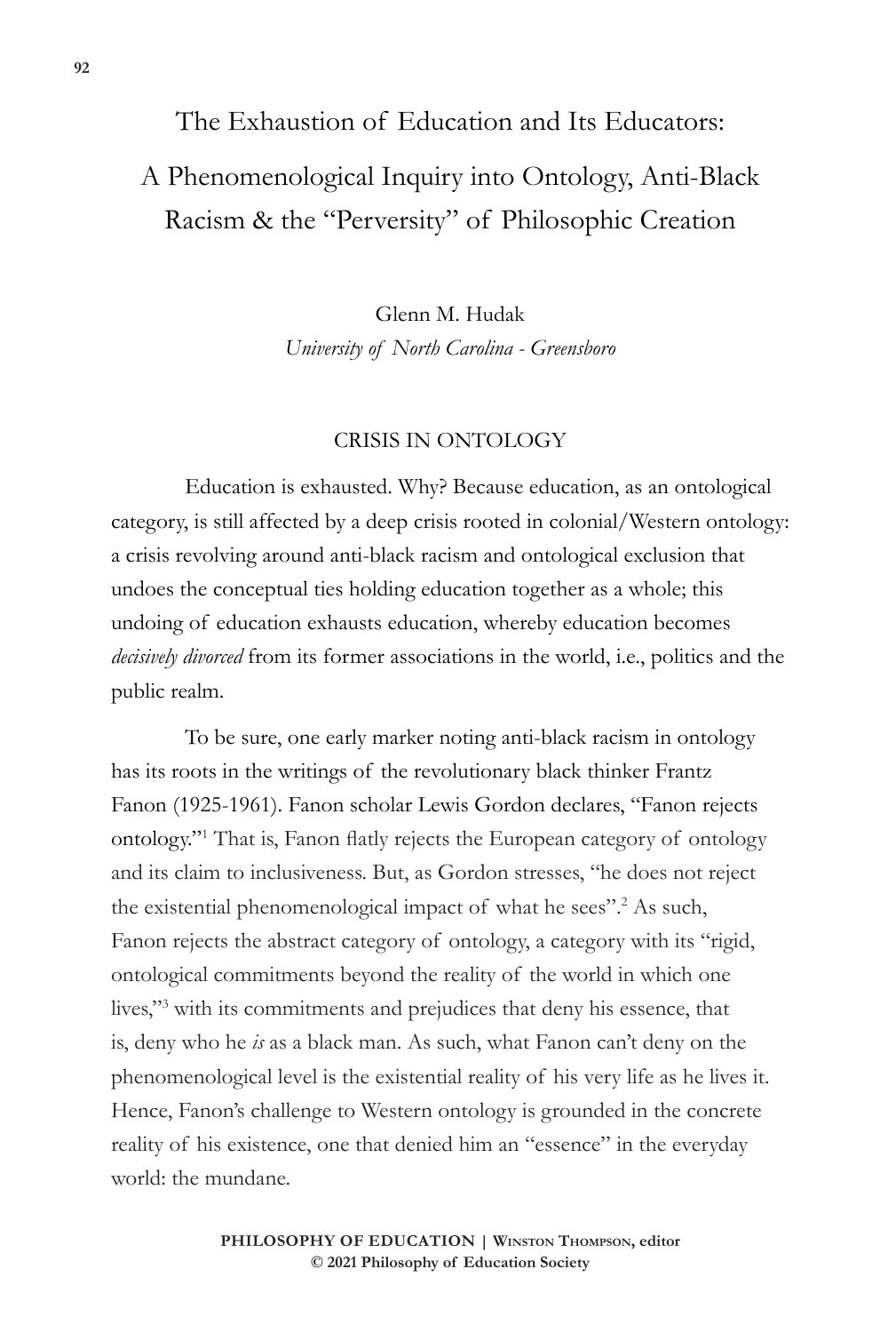# The Exhaustion of Education and Its Educators: A Phenomenological Inquiry into Ontology, Anti-Black Racism & the "Perversity" of Philosophic Creation

Glenn M. Hudak
*University of North Carolina - Greensboro*

## CRISIS IN ONTOLOGY

Education is exhausted. Why? Because education, as an ontological category, is still affected by a deep crisis rooted in colonial/Western ontology: a crisis revolving around anti-black racism and ontological exclusion that undoes the conceptual ties holding education together as a whole; this undoing of education exhausts education, whereby education becomes *decisively divorced* from its former associations in the world, i.e., politics and the public realm.

To be sure, one early marker noting anti-black racism in ontology has its roots in the writings of the revolutionary black thinker Frantz Fanon (1925-1961). Fanon scholar Lewis Gordon declares, "Fanon rejects ontology."[1] That is, Fanon flatly rejects the European category of ontology and its claim to inclusiveness. But, as Gordon stresses, "he does not reject the existential phenomenological impact of what he sees".[2] As such, Fanon rejects the abstract category of ontology, a category with its "rigid, ontological commitments beyond the reality of the world in which one lives,"[3] with its commitments and prejudices that deny his essence, that is, deny who he *is* as a black man. As such, what Fanon can't deny on the phenomenological level is the existential reality of his very life as he lives it. Hence, Fanon's challenge to Western ontology is grounded in the concrete reality of his existence, one that denied him an "essence" in the everyday world: the mundane.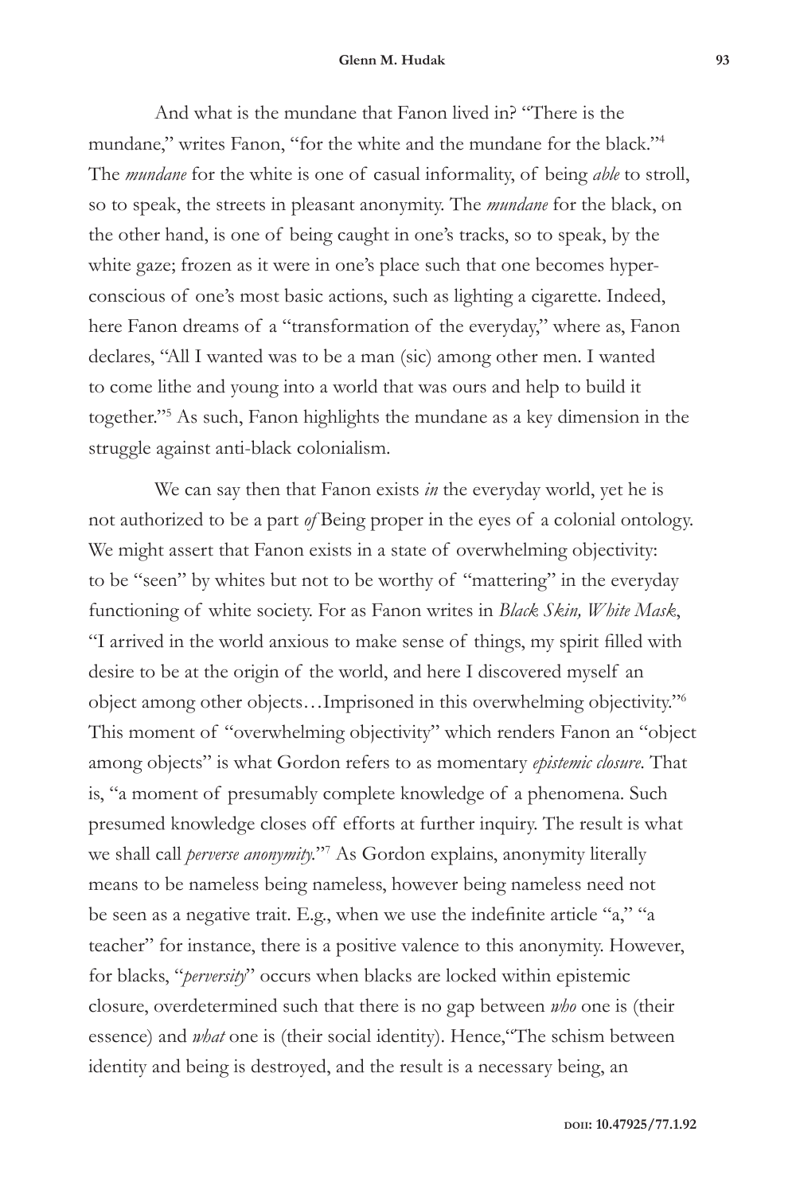And what is the mundane that Fanon lived in? "There is the mundane," writes Fanon, "for the white and the mundane for the black."[4] The *mundane* for the white is one of casual informality, of being *able* to stroll, so to speak, the streets in pleasant anonymity. The *mundane* for the black, on the other hand, is one of being caught in one's tracks, so to speak, by the white gaze; frozen as it were in one's place such that one becomes hyper-conscious of one's most basic actions, such as lighting a cigarette. Indeed, here Fanon dreams of a "transformation of the everyday," where as, Fanon declares, "All I wanted was to be a man (sic) among other men. I wanted to come lithe and young into a world that was ours and help to build it together."[5] As such, Fanon highlights the mundane as a key dimension in the struggle against anti-black colonialism.

We can say then that Fanon exists *in* the everyday world, yet he is not authorized to be a part *of* Being proper in the eyes of a colonial ontology. We might assert that Fanon exists in a state of overwhelming objectivity: to be "seen" by whites but not to be worthy of "mattering" in the everyday functioning of white society. For as Fanon writes in *Black Skin, White Mask*, "I arrived in the world anxious to make sense of things, my spirit filled with desire to be at the origin of the world, and here I discovered myself an object among other objects…Imprisoned in this overwhelming objectivity."[6] This moment of "overwhelming objectivity" which renders Fanon an "object among objects" is what Gordon refers to as momentary *epistemic closure*. That is, "a moment of presumably complete knowledge of a phenomena. Such presumed knowledge closes off efforts at further inquiry. The result is what we shall call *perverse anonymity*."[7] As Gordon explains, anonymity literally means to be nameless being nameless, however being nameless need not be seen as a negative trait. E.g., when we use the indefinite article "a," "a teacher" for instance, there is a positive valence to this anonymity. However, for blacks, "*perversity*" occurs when blacks are locked within epistemic closure, overdetermined such that there is no gap between *who* one is (their essence) and *what* one is (their social identity). Hence,"The schism between identity and being is destroyed, and the result is a necessary being, an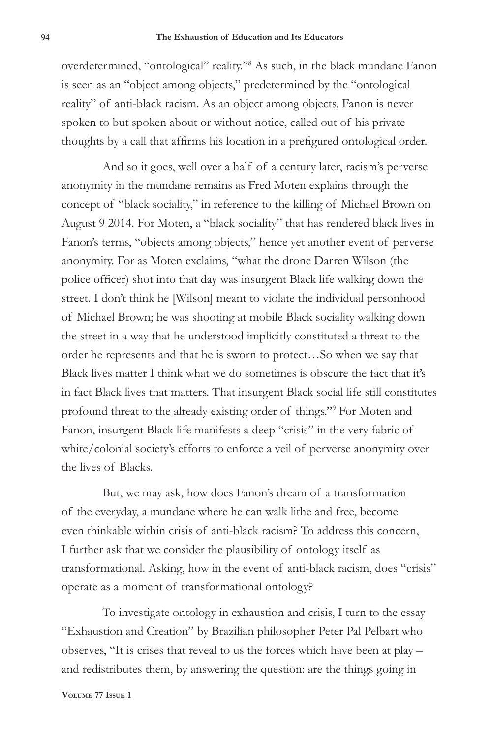overdetermined, "ontological" reality."[8] As such, in the black mundane Fanon is seen as an "object among objects," predetermined by the "ontological reality" of anti-black racism. As an object among objects, Fanon is never spoken to but spoken about or without notice, called out of his private thoughts by a call that affirms his location in a prefigured ontological order.

And so it goes, well over a half of a century later, racism's perverse anonymity in the mundane remains as Fred Moten explains through the concept of "black sociality," in reference to the killing of Michael Brown on August 9 2014. For Moten, a "black sociality" that has rendered black lives in Fanon's terms, "objects among objects," hence yet another event of perverse anonymity. For as Moten exclaims, "what the drone Darren Wilson (the police officer) shot into that day was insurgent Black life walking down the street. I don't think he [Wilson] meant to violate the individual personhood of Michael Brown; he was shooting at mobile Black sociality walking down the street in a way that he understood implicitly constituted a threat to the order he represents and that he is sworn to protect…So when we say that Black lives matter I think what we do sometimes is obscure the fact that it's in fact Black lives that matters. That insurgent Black social life still constitutes profound threat to the already existing order of things."[9] For Moten and Fanon, insurgent Black life manifests a deep "crisis" in the very fabric of white/colonial society's efforts to enforce a veil of perverse anonymity over the lives of Blacks.

But, we may ask, how does Fanon's dream of a transformation of the everyday, a mundane where he can walk lithe and free, become even thinkable within crisis of anti-black racism? To address this concern, I further ask that we consider the plausibility of ontology itself as transformational. Asking, how in the event of anti-black racism, does "crisis" operate as a moment of transformational ontology?

To investigate ontology in exhaustion and crisis, I turn to the essay "Exhaustion and Creation" by Brazilian philosopher Peter Pal Pelbart who observes, "It is crises that reveal to us the forces which have been at play – and redistributes them, by answering the question: are the things going in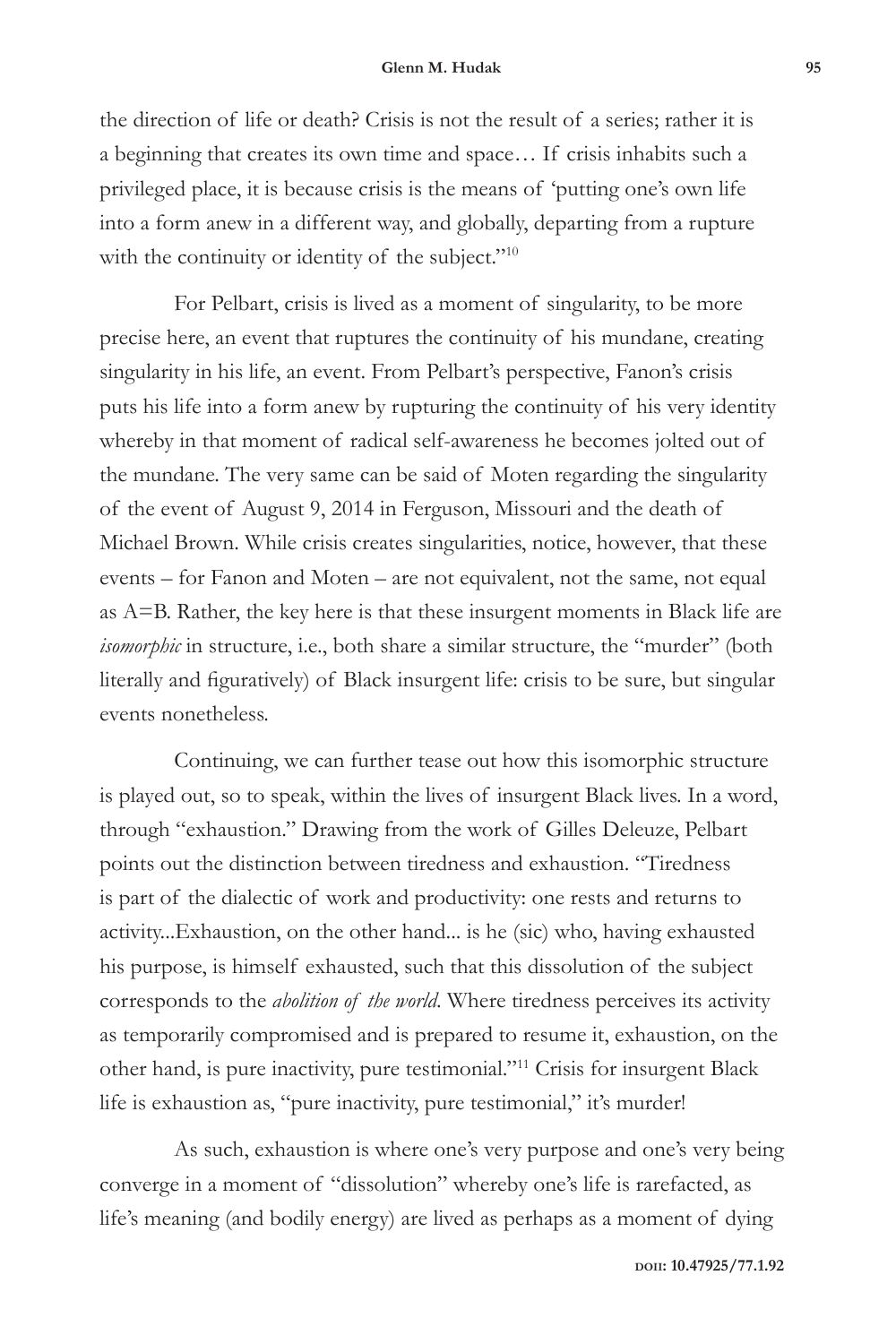the direction of life or death? Crisis is not the result of a series; rather it is a beginning that creates its own time and space… If crisis inhabits such a privileged place, it is because crisis is the means of 'putting one's own life into a form anew in a different way, and globally, departing from a rupture with the continuity or identity of the subject."[10]

For Pelbart, crisis is lived as a moment of singularity, to be more precise here, an event that ruptures the continuity of his mundane, creating singularity in his life, an event. From Pelbart's perspective, Fanon's crisis puts his life into a form anew by rupturing the continuity of his very identity whereby in that moment of radical self-awareness he becomes jolted out of the mundane. The very same can be said of Moten regarding the singularity of the event of August 9, 2014 in Ferguson, Missouri and the death of Michael Brown. While crisis creates singularities, notice, however, that these events – for Fanon and Moten – are not equivalent, not the same, not equal as A=B. Rather, the key here is that these insurgent moments in Black life are *isomorphic* in structure, i.e., both share a similar structure, the "murder" (both literally and figuratively) of Black insurgent life: crisis to be sure, but singular events nonetheless.

Continuing, we can further tease out how this isomorphic structure is played out, so to speak, within the lives of insurgent Black lives. In a word, through "exhaustion." Drawing from the work of Gilles Deleuze, Pelbart points out the distinction between tiredness and exhaustion. "Tiredness is part of the dialectic of work and productivity: one rests and returns to activity...Exhaustion, on the other hand... is he (sic) who, having exhausted his purpose, is himself exhausted, such that this dissolution of the subject corresponds to the *abolition of the world*. Where tiredness perceives its activity as temporarily compromised and is prepared to resume it, exhaustion, on the other hand, is pure inactivity, pure testimonial."[11] Crisis for insurgent Black life is exhaustion as, "pure inactivity, pure testimonial," it's murder!

As such, exhaustion is where one's very purpose and one's very being converge in a moment of "dissolution" whereby one's life is rarefacted, as life's meaning (and bodily energy) are lived as perhaps as a moment of dying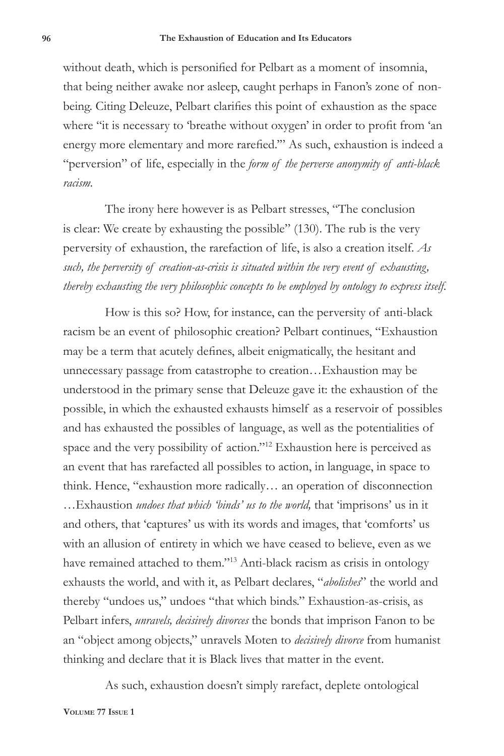without death, which is personified for Pelbart as a moment of insomnia, that being neither awake nor asleep, caught perhaps in Fanon's zone of non-being. Citing Deleuze, Pelbart clarifies this point of exhaustion as the space where "it is necessary to 'breathe without oxygen' in order to profit from 'an energy more elementary and more rarefied.'" As such, exhaustion is indeed a "perversion" of life, especially in the *form of the perverse anonymity of anti-black racism.*

The irony here however is as Pelbart stresses, "The conclusion is clear: We create by exhausting the possible" (130). The rub is the very perversity of exhaustion, the rarefaction of life, is also a creation itself. *As such, the perversity of creation-as-crisis is situated within the very event of exhausting, thereby exhausting the very philosophic concepts to be employed by ontology to express itself.*

How is this so? How, for instance, can the perversity of anti-black racism be an event of philosophic creation? Pelbart continues, "Exhaustion may be a term that acutely defines, albeit enigmatically, the hesitant and unnecessary passage from catastrophe to creation…Exhaustion may be understood in the primary sense that Deleuze gave it: the exhaustion of the possible, in which the exhausted exhausts himself as a reservoir of possibles and has exhausted the possibles of language, as well as the potentialities of space and the very possibility of action."[12] Exhaustion here is perceived as an event that has rarefacted all possibles to action, in language, in space to think. Hence, "exhaustion more radically… an operation of disconnection …Exhaustion *undoes that which 'binds' us to the world,* that 'imprisons' us in it and others, that 'captures' us with its words and images, that 'comforts' us with an allusion of entirety in which we have ceased to believe, even as we have remained attached to them."[13] Anti-black racism as crisis in ontology exhausts the world, and with it, as Pelbart declares, "*abolishes*" the world and thereby "undoes us," undoes "that which binds." Exhaustion-as-crisis, as Pelbart infers, *unravels, decisively divorces* the bonds that imprison Fanon to be an "object among objects," unravels Moten to *decisively divorce* from humanist thinking and declare that it is Black lives that matter in the event.

As such, exhaustion doesn't simply rarefact, deplete ontological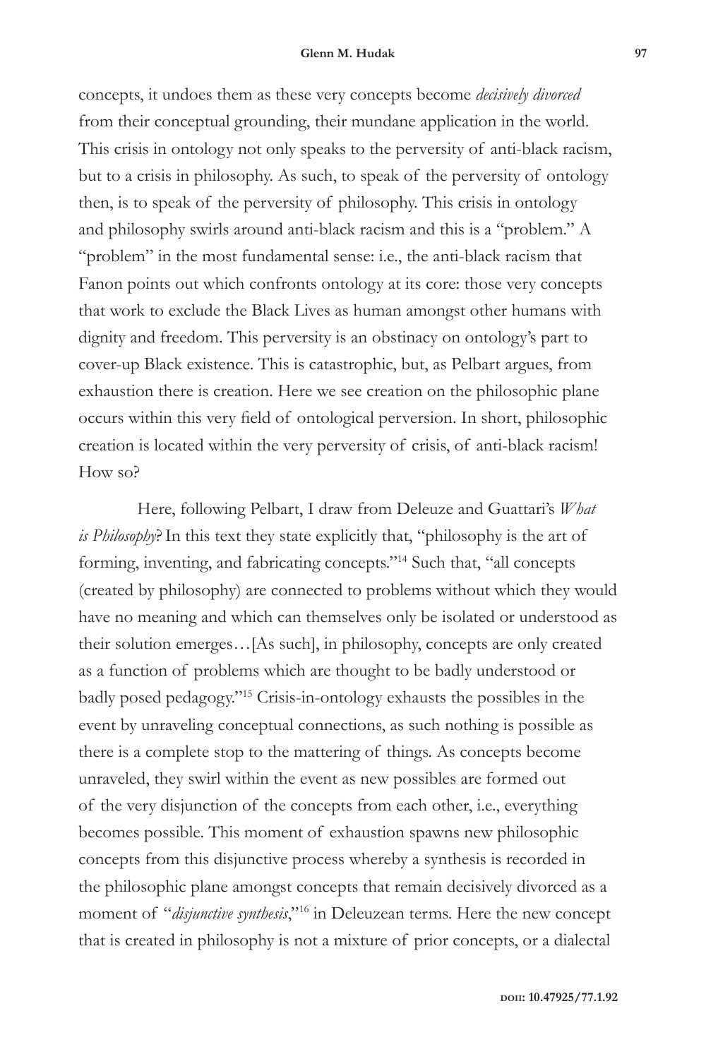concepts, it undoes them as these very concepts become *decisively divorced* from their conceptual grounding, their mundane application in the world. This crisis in ontology not only speaks to the perversity of anti-black racism, but to a crisis in philosophy. As such, to speak of the perversity of ontology then, is to speak of the perversity of philosophy. This crisis in ontology and philosophy swirls around anti-black racism and this is a "problem." A "problem" in the most fundamental sense: i.e., the anti-black racism that Fanon points out which confronts ontology at its core: those very concepts that work to exclude the Black Lives as human amongst other humans with dignity and freedom. This perversity is an obstinacy on ontology's part to cover-up Black existence. This is catastrophic, but, as Pelbart argues, from exhaustion there is creation. Here we see creation on the philosophic plane occurs within this very field of ontological perversion. In short, philosophic creation is located within the very perversity of crisis, of anti-black racism! How so?

Here, following Pelbart, I draw from Deleuze and Guattari's *What is Philosophy*? In this text they state explicitly that, "philosophy is the art of forming, inventing, and fabricating concepts."[14] Such that, "all concepts (created by philosophy) are connected to problems without which they would have no meaning and which can themselves only be isolated or understood as their solution emerges…[As such], in philosophy, concepts are only created as a function of problems which are thought to be badly understood or badly posed pedagogy."[15] Crisis-in-ontology exhausts the possibles in the event by unraveling conceptual connections, as such nothing is possible as there is a complete stop to the mattering of things. As concepts become unraveled, they swirl within the event as new possibles are formed out of the very disjunction of the concepts from each other, i.e., everything becomes possible. This moment of exhaustion spawns new philosophic concepts from this disjunctive process whereby a synthesis is recorded in the philosophic plane amongst concepts that remain decisively divorced as a moment of "*disjunctive synthesis*,"[16] in Deleuzean terms. Here the new concept that is created in philosophy is not a mixture of prior concepts, or a dialectal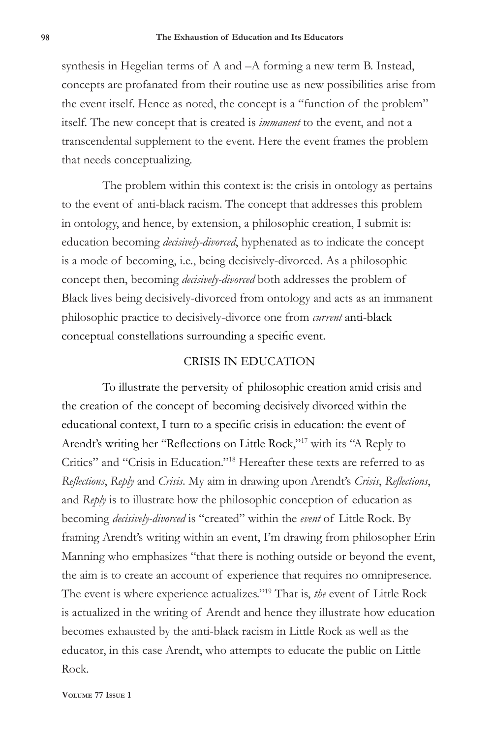synthesis in Hegelian terms of A and –A forming a new term B. Instead, concepts are profanated from their routine use as new possibilities arise from the event itself. Hence as noted, the concept is a "function of the problem" itself. The new concept that is created is *immanent* to the event, and not a transcendental supplement to the event. Here the event frames the problem that needs conceptualizing.

The problem within this context is: the crisis in ontology as pertains to the event of anti-black racism. The concept that addresses this problem in ontology, and hence, by extension, a philosophic creation, I submit is: education becoming *decisively-divorced*, hyphenated as to indicate the concept is a mode of becoming, i.e., being decisively-divorced. As a philosophic concept then, becoming *decisively-divorced* both addresses the problem of Black lives being decisively-divorced from ontology and acts as an immanent philosophic practice to decisively-divorce one from *current* anti-black conceptual constellations surrounding a specific event.

## CRISIS IN EDUCATION

To illustrate the perversity of philosophic creation amid crisis and the creation of the concept of becoming decisively divorced within the educational context, I turn to a specific crisis in education: the event of Arendt's writing her "Reflections on Little Rock,"[17] with its "A Reply to Critics" and "Crisis in Education."[18] Hereafter these texts are referred to as *Reflections*, *Reply* and *Crisis*. My aim in drawing upon Arendt's *Crisis*, *Reflections*, and *Reply* is to illustrate how the philosophic conception of education as becoming *decisively-divorced* is "created" within the *event* of Little Rock. By framing Arendt's writing within an event, I'm drawing from philosopher Erin Manning who emphasizes "that there is nothing outside or beyond the event, the aim is to create an account of experience that requires no omnipresence. The event is where experience actualizes."[19] That is, *the* event of Little Rock is actualized in the writing of Arendt and hence they illustrate how education becomes exhausted by the anti-black racism in Little Rock as well as the educator, in this case Arendt, who attempts to educate the public on Little Rock.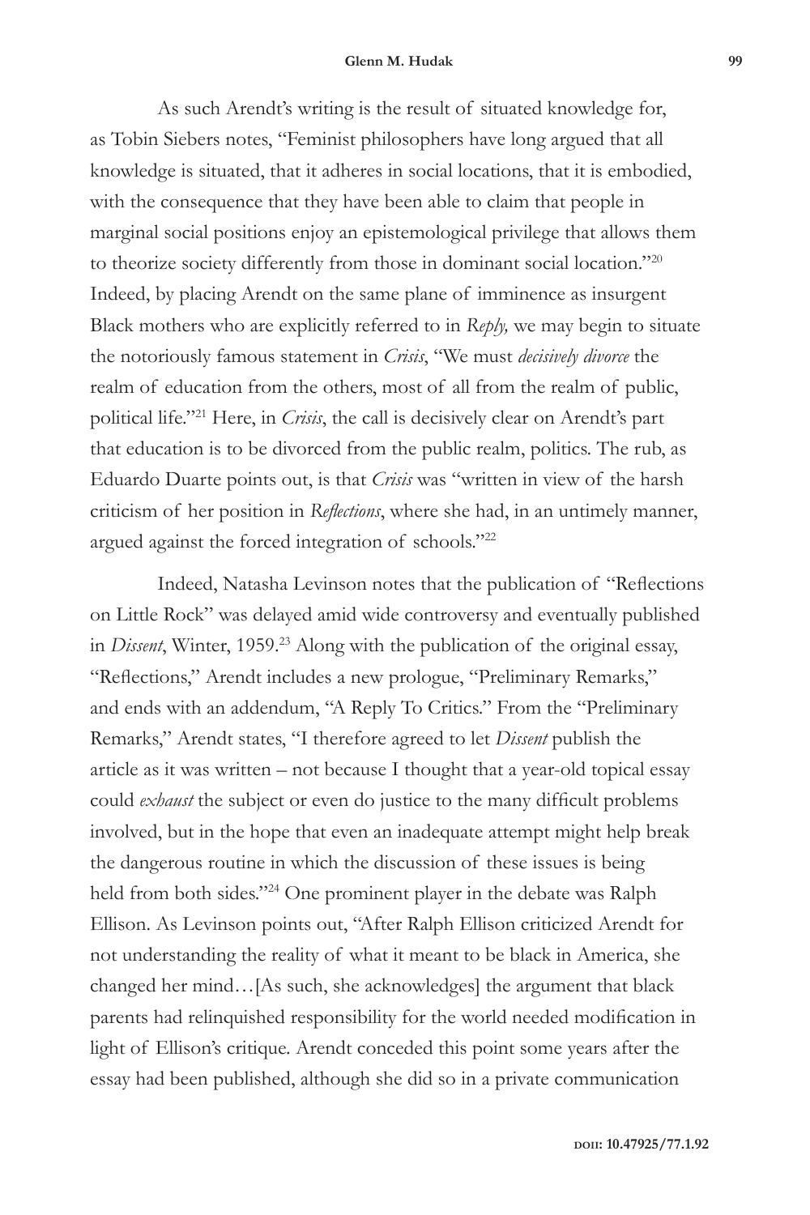As such Arendt's writing is the result of situated knowledge for, as Tobin Siebers notes, "Feminist philosophers have long argued that all knowledge is situated, that it adheres in social locations, that it is embodied, with the consequence that they have been able to claim that people in marginal social positions enjoy an epistemological privilege that allows them to theorize society differently from those in dominant social location."[20] Indeed, by placing Arendt on the same plane of imminence as insurgent Black mothers who are explicitly referred to in *Reply,* we may begin to situate the notoriously famous statement in *Crisis*, "We must *decisively divorce* the realm of education from the others, most of all from the realm of public, political life."[21] Here, in *Crisis*, the call is decisively clear on Arendt's part that education is to be divorced from the public realm, politics. The rub, as Eduardo Duarte points out, is that *Crisis* was "written in view of the harsh criticism of her position in *Reflections*, where she had, in an untimely manner, argued against the forced integration of schools."[22]

Indeed, Natasha Levinson notes that the publication of "Reflections on Little Rock" was delayed amid wide controversy and eventually published in *Dissent*, Winter, 1959.[23] Along with the publication of the original essay, "Reflections," Arendt includes a new prologue, "Preliminary Remarks," and ends with an addendum, "A Reply To Critics." From the "Preliminary Remarks," Arendt states, "I therefore agreed to let *Dissent* publish the article as it was written – not because I thought that a year-old topical essay could *exhaust* the subject or even do justice to the many difficult problems involved, but in the hope that even an inadequate attempt might help break the dangerous routine in which the discussion of these issues is being held from both sides."[24] One prominent player in the debate was Ralph Ellison. As Levinson points out, "After Ralph Ellison criticized Arendt for not understanding the reality of what it meant to be black in America, she changed her mind…[As such, she acknowledges] the argument that black parents had relinquished responsibility for the world needed modification in light of Ellison's critique. Arendt conceded this point some years after the essay had been published, although she did so in a private communication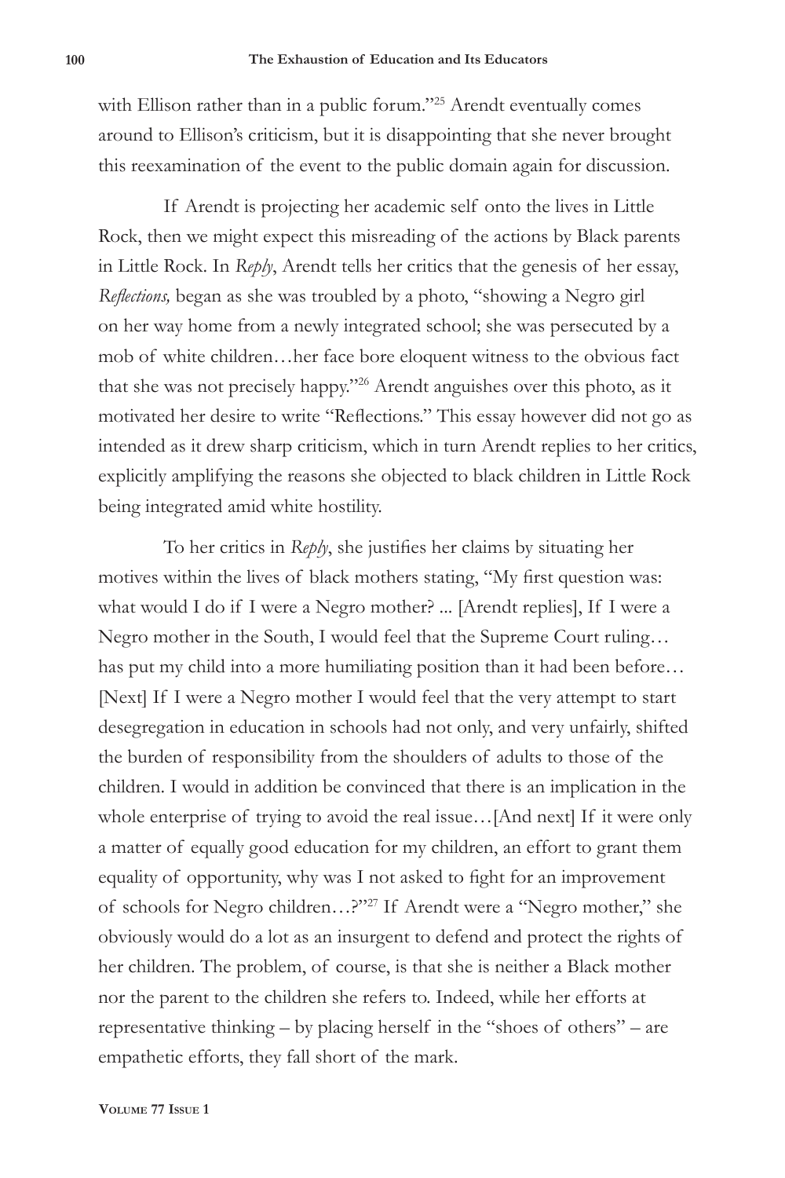with Ellison rather than in a public forum."[25] Arendt eventually comes around to Ellison's criticism, but it is disappointing that she never brought this reexamination of the event to the public domain again for discussion.

If Arendt is projecting her academic self onto the lives in Little Rock, then we might expect this misreading of the actions by Black parents in Little Rock. In *Reply*, Arendt tells her critics that the genesis of her essay, *Reflections,* began as she was troubled by a photo, "showing a Negro girl on her way home from a newly integrated school; she was persecuted by a mob of white children…her face bore eloquent witness to the obvious fact that she was not precisely happy."[26] Arendt anguishes over this photo, as it motivated her desire to write "Reflections." This essay however did not go as intended as it drew sharp criticism, which in turn Arendt replies to her critics, explicitly amplifying the reasons she objected to black children in Little Rock being integrated amid white hostility.

To her critics in *Reply*, she justifies her claims by situating her motives within the lives of black mothers stating, "My first question was: what would I do if I were a Negro mother? ... [Arendt replies], If I were a Negro mother in the South, I would feel that the Supreme Court ruling… has put my child into a more humiliating position than it had been before… [Next] If I were a Negro mother I would feel that the very attempt to start desegregation in education in schools had not only, and very unfairly, shifted the burden of responsibility from the shoulders of adults to those of the children. I would in addition be convinced that there is an implication in the whole enterprise of trying to avoid the real issue…[And next] If it were only a matter of equally good education for my children, an effort to grant them equality of opportunity, why was I not asked to fight for an improvement of schools for Negro children…?"[27] If Arendt were a "Negro mother," she obviously would do a lot as an insurgent to defend and protect the rights of her children. The problem, of course, is that she is neither a Black mother nor the parent to the children she refers to. Indeed, while her efforts at representative thinking – by placing herself in the "shoes of others" – are empathetic efforts, they fall short of the mark.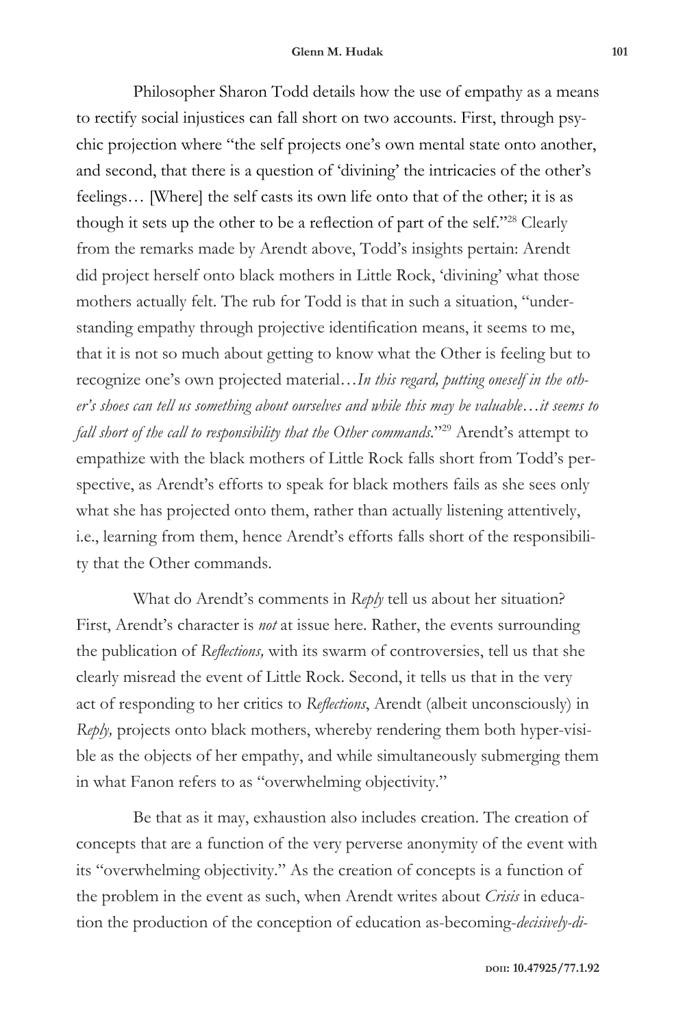Philosopher Sharon Todd details how the use of empathy as a means to rectify social injustices can fall short on two accounts. First, through psychic projection where "the self projects one's own mental state onto another, and second, that there is a question of 'divining' the intricacies of the other's feelings… [Where] the self casts its own life onto that of the other; it is as though it sets up the other to be a reflection of part of the self."[28] Clearly from the remarks made by Arendt above, Todd's insights pertain: Arendt did project herself onto black mothers in Little Rock, 'divining' what those mothers actually felt. The rub for Todd is that in such a situation, "understanding empathy through projective identification means, it seems to me, that it is not so much about getting to know what the Other is feeling but to recognize one's own projected material…*In this regard, putting oneself in the other's shoes can tell us something about ourselves and while this may be valuable…it seems to fall short of the call to responsibility that the Other commands.*"[29] Arendt's attempt to empathize with the black mothers of Little Rock falls short from Todd's perspective, as Arendt's efforts to speak for black mothers fails as she sees only what she has projected onto them, rather than actually listening attentively, i.e., learning from them, hence Arendt's efforts falls short of the responsibility that the Other commands.

What do Arendt's comments in *Reply* tell us about her situation? First, Arendt's character is *not* at issue here. Rather, the events surrounding the publication of *Reflections,* with its swarm of controversies, tell us that she clearly misread the event of Little Rock. Second, it tells us that in the very act of responding to her critics to *Reflections*, Arendt (albeit unconsciously) in *Reply,* projects onto black mothers, whereby rendering them both hyper-visible as the objects of her empathy, and while simultaneously submerging them in what Fanon refers to as "overwhelming objectivity."

Be that as it may, exhaustion also includes creation. The creation of concepts that are a function of the very perverse anonymity of the event with its "overwhelming objectivity." As the creation of concepts is a function of the problem in the event as such, when Arendt writes about *Crisis* in education the production of the conception of education as-becoming-*decisively-di-*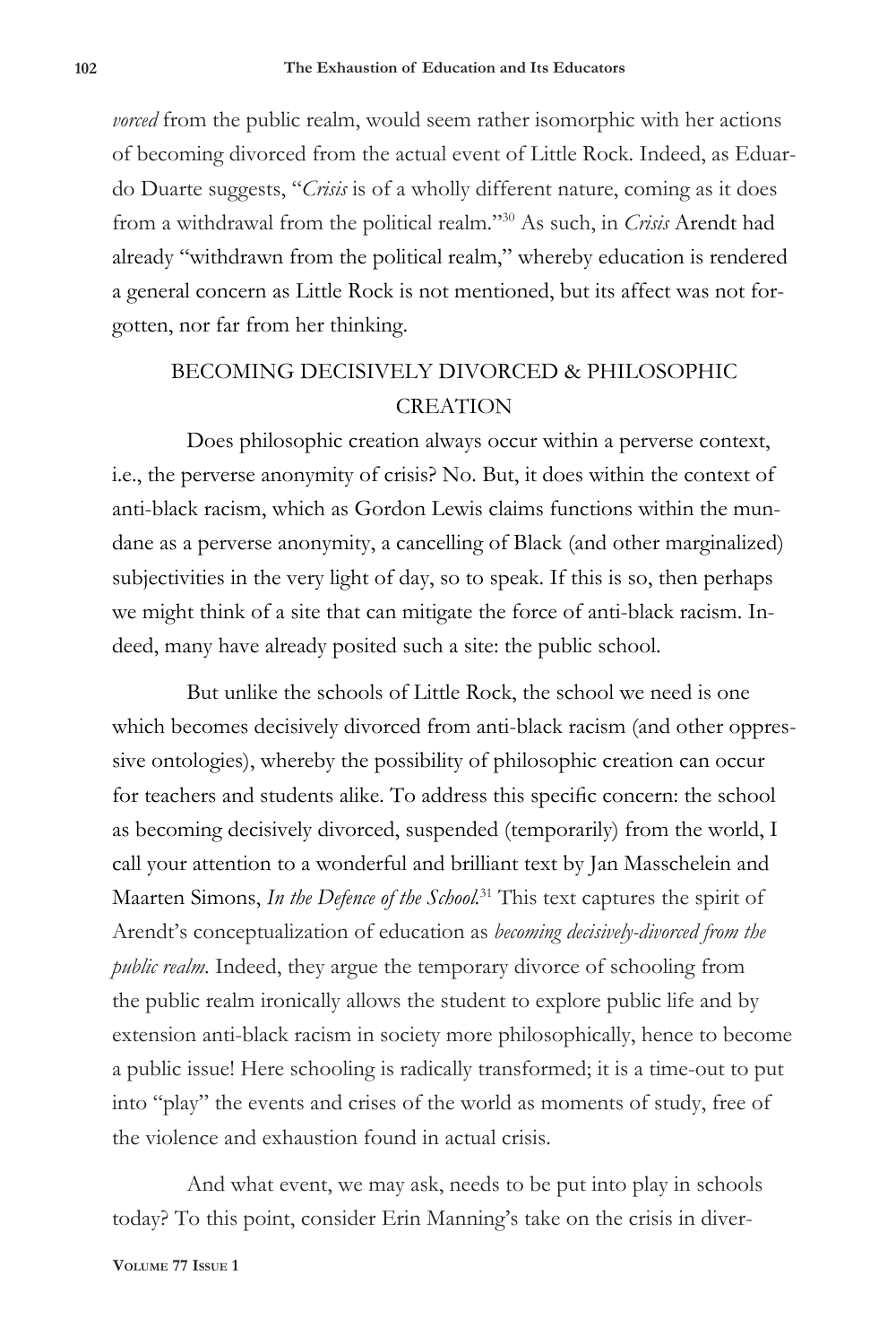*vorced* from the public realm, would seem rather isomorphic with her actions of becoming divorced from the actual event of Little Rock. Indeed, as Eduardo Duarte suggests, "*Crisis* is of a wholly different nature, coming as it does from a withdrawal from the political realm."[30] As such, in *Crisis* Arendt had already "withdrawn from the political realm," whereby education is rendered a general concern as Little Rock is not mentioned, but its affect was not forgotten, nor far from her thinking.

## BECOMING DECISIVELY DIVORCED & PHILOSOPHIC CREATION

Does philosophic creation always occur within a perverse context, i.e., the perverse anonymity of crisis? No. But, it does within the context of anti-black racism, which as Gordon Lewis claims functions within the mundane as a perverse anonymity, a cancelling of Black (and other marginalized) subjectivities in the very light of day, so to speak. If this is so, then perhaps we might think of a site that can mitigate the force of anti-black racism. Indeed, many have already posited such a site: the public school.

But unlike the schools of Little Rock, the school we need is one which becomes decisively divorced from anti-black racism (and other oppressive ontologies), whereby the possibility of philosophic creation can occur for teachers and students alike. To address this specific concern: the school as becoming decisively divorced, suspended (temporarily) from the world, I call your attention to a wonderful and brilliant text by Jan Masschelein and Maarten Simons, *In the Defence of the School*.[31] This text captures the spirit of Arendt's conceptualization of education as *becoming decisively-divorced from the public realm*. Indeed, they argue the temporary divorce of schooling from the public realm ironically allows the student to explore public life and by extension anti-black racism in society more philosophically, hence to become a public issue! Here schooling is radically transformed; it is a time-out to put into "play" the events and crises of the world as moments of study, free of the violence and exhaustion found in actual crisis.

And what event, we may ask, needs to be put into play in schools today? To this point, consider Erin Manning's take on the crisis in diver-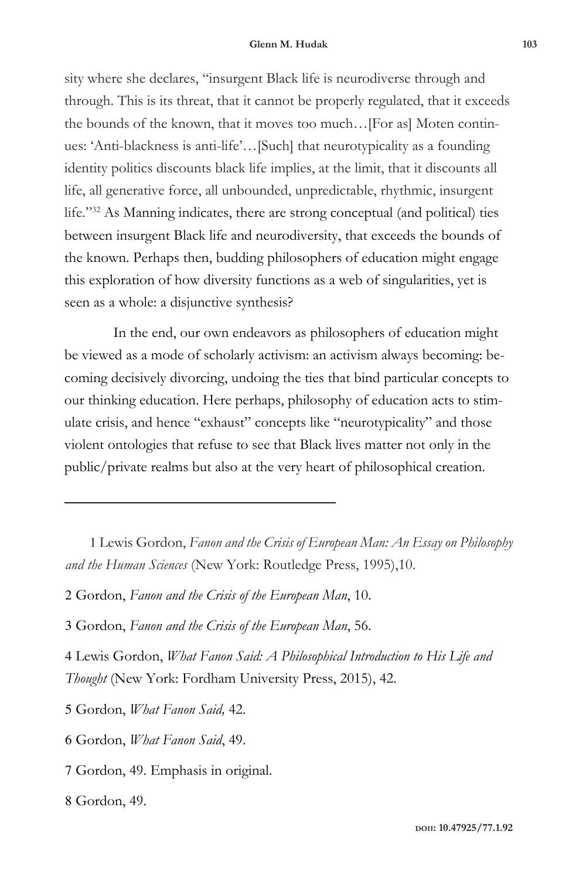sity where she declares, "insurgent Black life is neurodiverse through and through. This is its threat, that it cannot be properly regulated, that it exceeds the bounds of the known, that it moves too much…[For as] Moten continues: 'Anti-blackness is anti-life'…[Such] that neurotypicality as a founding identity politics discounts black life implies, at the limit, that it discounts all life, all generative force, all unbounded, unpredictable, rhythmic, insurgent life."[32] As Manning indicates, there are strong conceptual (and political) ties between insurgent Black life and neurodiversity, that exceeds the bounds of the known. Perhaps then, budding philosophers of education might engage this exploration of how diversity functions as a web of singularities, yet is seen as a whole: a disjunctive synthesis?

In the end, our own endeavors as philosophers of education might be viewed as a mode of scholarly activism: an activism always becoming: becoming decisively divorcing, undoing the ties that bind particular concepts to our thinking education. Here perhaps, philosophy of education acts to stimulate crisis, and hence "exhaust" concepts like "neurotypicality" and those violent ontologies that refuse to see that Black lives matter not only in the public/private realms but also at the very heart of philosophical creation.

---

1 Lewis Gordon, *Fanon and the Crisis of European Man: An Essay on Philosophy and the Human Sciences* (New York: Routledge Press, 1995),10.

2 Gordon, *Fanon and the Crisis of the European Man*, 10.

3 Gordon, *Fanon and the Crisis of the European Man*, 56.

4 Lewis Gordon, *What Fanon Said: A Philosophical Introduction to His Life and Thought* (New York: Fordham University Press, 2015), 42.

5 Gordon, *What Fanon Said,* 42.

6 Gordon, *What Fanon Said*, 49.

7 Gordon, 49. Emphasis in original.

8 Gordon, 49.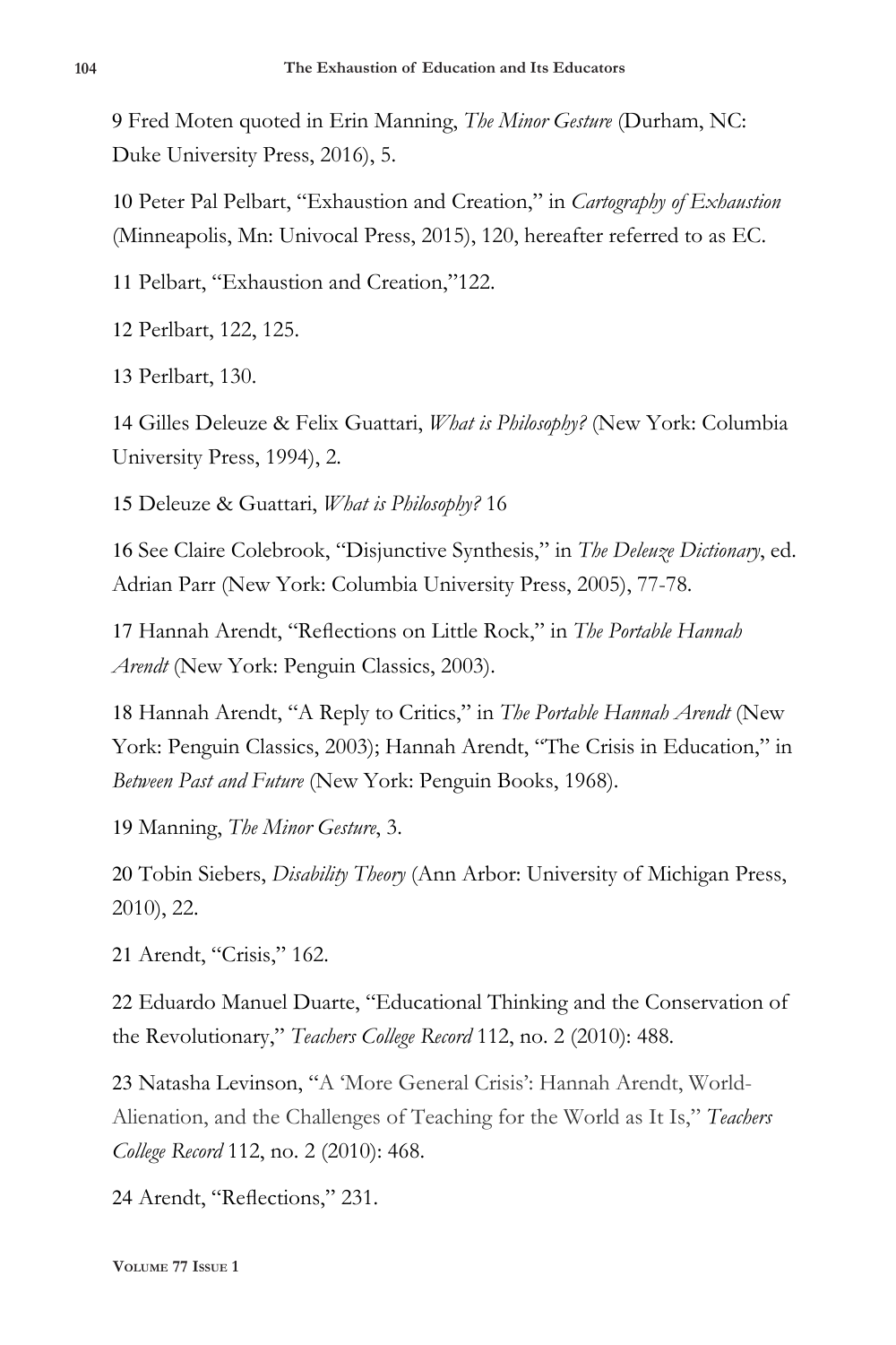9 Fred Moten quoted in Erin Manning, *The Minor Gesture* (Durham, NC: Duke University Press, 2016), 5.

10 Peter Pal Pelbart, "Exhaustion and Creation," in *Cartography of Exhaustion* (Minneapolis, Mn: Univocal Press, 2015), 120, hereafter referred to as EC.

11 Pelbart, "Exhaustion and Creation,"122.

12 Perlbart, 122, 125.

13 Perlbart, 130.

14 Gilles Deleuze & Felix Guattari, *What is Philosophy?* (New York: Columbia University Press, 1994), 2.

15 Deleuze & Guattari, *What is Philosophy?* 16

16 See Claire Colebrook, "Disjunctive Synthesis," in *The Deleuze Dictionary*, ed. Adrian Parr (New York: Columbia University Press, 2005), 77-78.

17 Hannah Arendt, "Reflections on Little Rock," in *The Portable Hannah Arendt* (New York: Penguin Classics, 2003).

18 Hannah Arendt, "A Reply to Critics," in *The Portable Hannah Arendt* (New York: Penguin Classics, 2003); Hannah Arendt, "The Crisis in Education," in *Between Past and Future* (New York: Penguin Books, 1968).

19 Manning, *The Minor Gesture*, 3.

20 Tobin Siebers, *Disability Theory* (Ann Arbor: University of Michigan Press, 2010), 22.

21 Arendt, "Crisis," 162.

22 Eduardo Manuel Duarte, "Educational Thinking and the Conservation of the Revolutionary," *Teachers College Record* 112, no. 2 (2010): 488.

23 Natasha Levinson, "A 'More General Crisis': Hannah Arendt, World-Alienation, and the Challenges of Teaching for the World as It Is," *Teachers College Record* 112, no. 2 (2010): 468.

24 Arendt, "Reflections," 231.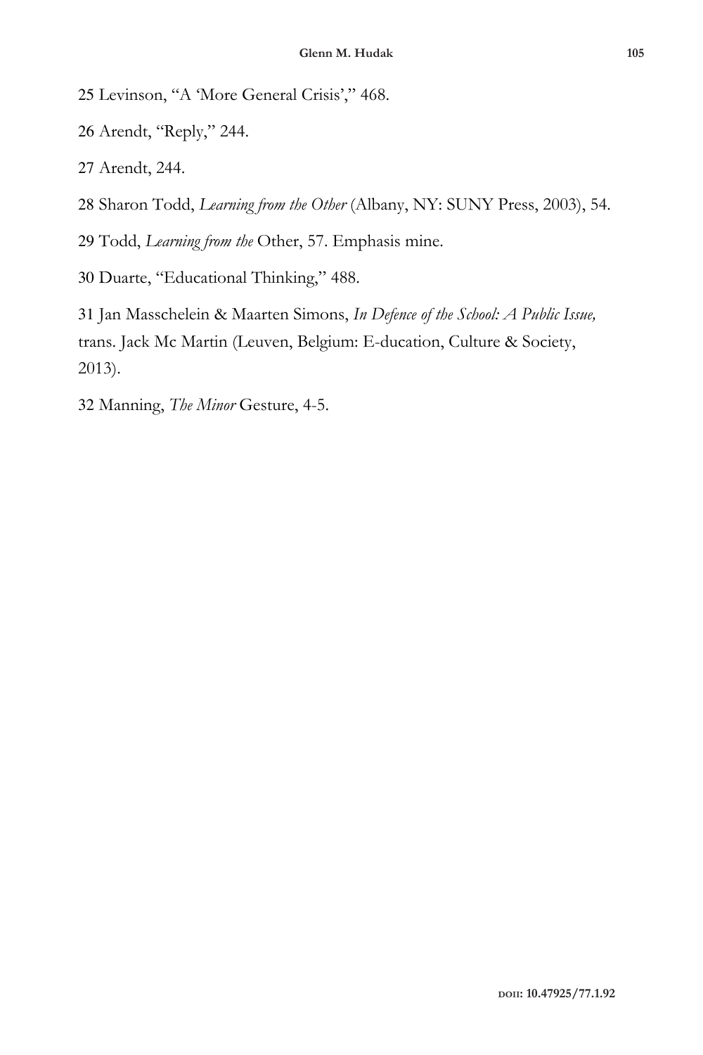25 Levinson, "A 'More General Crisis'," 468.

26 Arendt, "Reply," 244.

27 Arendt, 244.

28 Sharon Todd, *Learning from the Other* (Albany, NY: SUNY Press, 2003), 54.

29 Todd, *Learning from the* Other, 57. Emphasis mine.

30 Duarte, "Educational Thinking," 488.

31 Jan Masschelein & Maarten Simons, *In Defence of the School: A Public Issue,* trans. Jack Mc Martin (Leuven, Belgium: E-ducation, Culture & Society, 2013).

32 Manning, *The Minor* Gesture, 4-5.